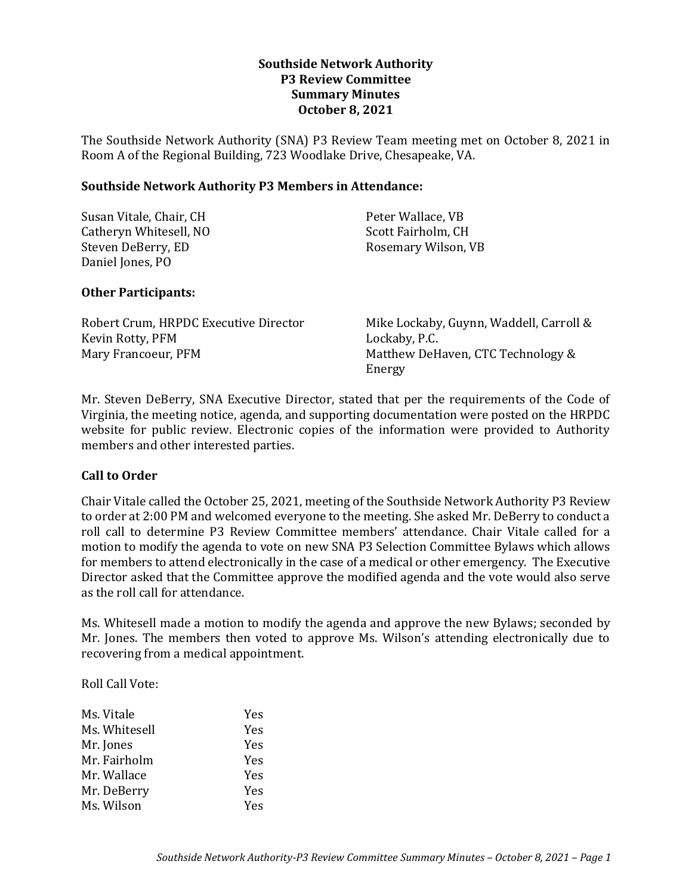**Southside Network Authority**
**P3 Review Committee**
**Summary Minutes**
**October 8, 2021**

The Southside Network Authority (SNA) P3 Review Team meeting met on October 8, 2021 in Room A of the Regional Building, 723 Woodlake Drive, Chesapeake, VA.

**Southside Network Authority P3 Members in Attendance:**

Susan Vitale, Chair, CH
Catheryn Whitesell, NO
Steven DeBerry, ED
Daniel Jones, PO
Peter Wallace, VB
Scott Fairholm, CH
Rosemary Wilson, VB

**Other Participants:**

Robert Crum, HRPDC Executive Director
Kevin Rotty, PFM
Mary Francoeur, PFM
Mike Lockaby, Guynn, Waddell, Carroll & Lockaby, P.C.
Matthew DeHaven, CTC Technology & Energy

Mr. Steven DeBerry, SNA Executive Director, stated that per the requirements of the Code of Virginia, the meeting notice, agenda, and supporting documentation were posted on the HRPDC website for public review. Electronic copies of the information were provided to Authority members and other interested parties.

**Call to Order**

Chair Vitale called the October 25, 2021, meeting of the Southside Network Authority P3 Review to order at 2:00 PM and welcomed everyone to the meeting. She asked Mr. DeBerry to conduct a roll call to determine P3 Review Committee members' attendance. Chair Vitale called for a motion to modify the agenda to vote on new SNA P3 Selection Committee Bylaws which allows for members to attend electronically in the case of a medical or other emergency. The Executive Director asked that the Committee approve the modified agenda and the vote would also serve as the roll call for attendance.

Ms. Whitesell made a motion to modify the agenda and approve the new Bylaws; seconded by Mr. Jones. The members then voted to approve Ms. Wilson's attending electronically due to recovering from a medical appointment.

Roll Call Vote:

| | |
|---|---|
| Ms. Vitale | Yes |
| Ms. Whitesell | Yes |
| Mr. Jones | Yes |
| Mr. Fairholm | Yes |
| Mr. Wallace | Yes |
| Mr. DeBerry | Yes |
| Ms. Wilson | Yes |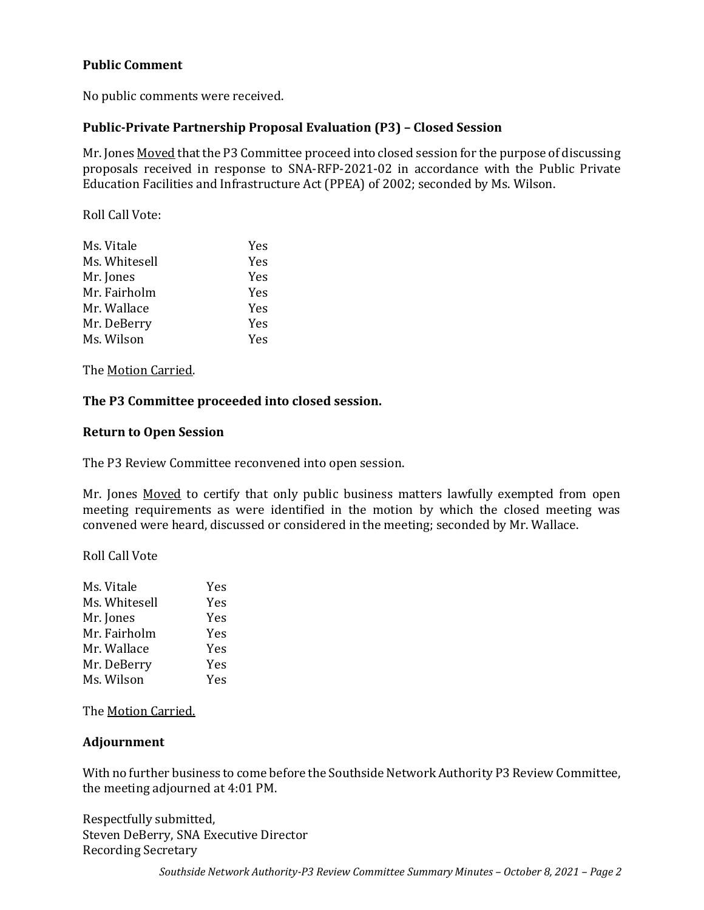**Public Comment**

No public comments were received.

**Public-Private Partnership Proposal Evaluation (P3) – Closed Session**

Mr. Jones Moved that the P3 Committee proceed into closed session for the purpose of discussing proposals received in response to SNA-RFP-2021-02 in accordance with the Public Private Education Facilities and Infrastructure Act (PPEA) of 2002; seconded by Ms. Wilson.

Roll Call Vote:

| | |
|---|---|
| Ms. Vitale | Yes |
| Ms. Whitesell | Yes |
| Mr. Jones | Yes |
| Mr. Fairholm | Yes |
| Mr. Wallace | Yes |
| Mr. DeBerry | Yes |
| Ms. Wilson | Yes |

The Motion Carried.

**The P3 Committee proceeded into closed session.**

**Return to Open Session**

The P3 Review Committee reconvened into open session.

Mr. Jones Moved to certify that only public business matters lawfully exempted from open meeting requirements as were identified in the motion by which the closed meeting was convened were heard, discussed or considered in the meeting; seconded by Mr. Wallace.

Roll Call Vote

| | |
|---|---|
| Ms. Vitale | Yes |
| Ms. Whitesell | Yes |
| Mr. Jones | Yes |
| Mr. Fairholm | Yes |
| Mr. Wallace | Yes |
| Mr. DeBerry | Yes |
| Ms. Wilson | Yes |

The Motion Carried.

**Adjournment**

With no further business to come before the Southside Network Authority P3 Review Committee, the meeting adjourned at 4:01 PM.

Respectfully submitted,
Steven DeBerry, SNA Executive Director
Recording Secretary